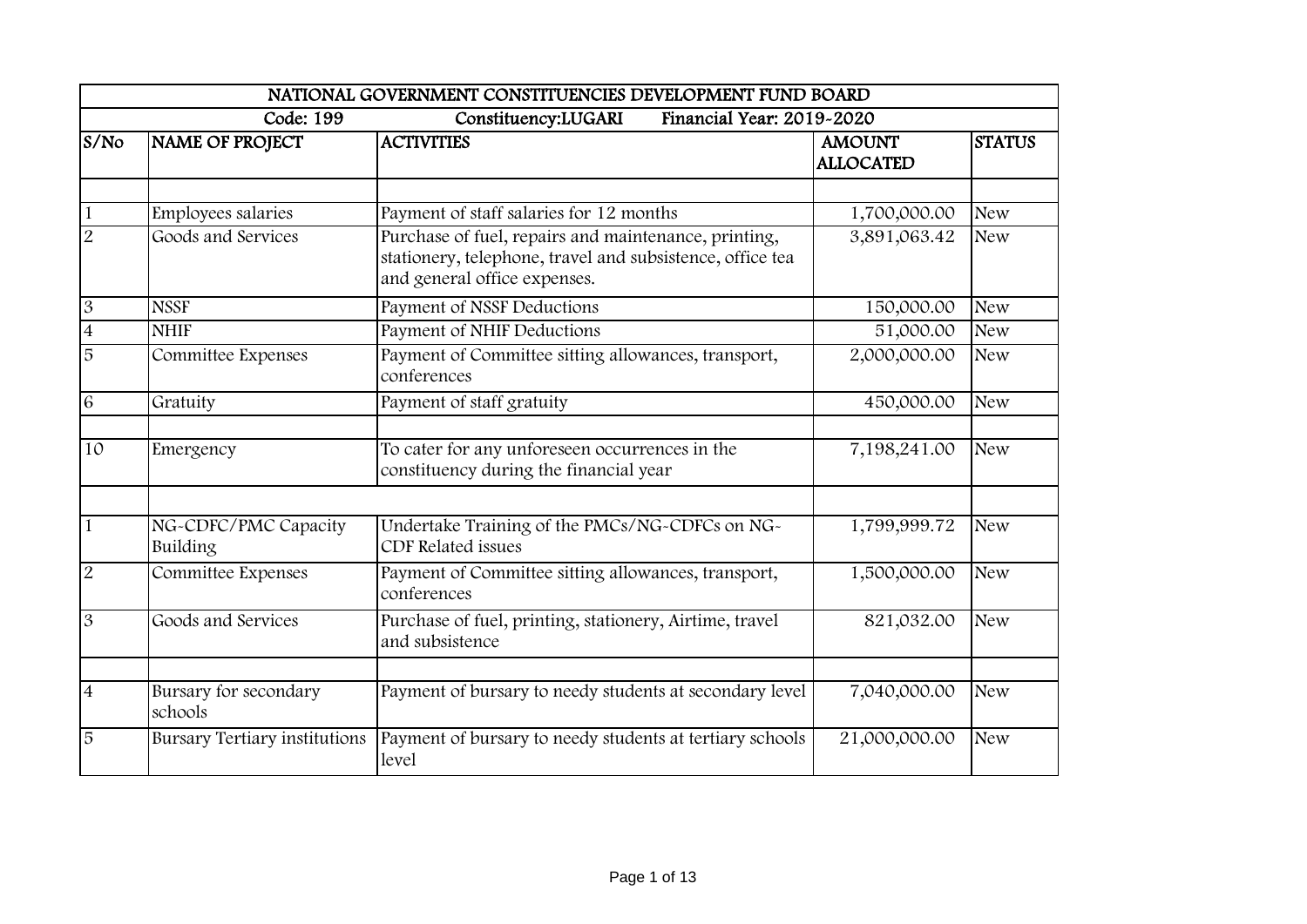| NATIONAL GOVERNMENT CONSTITUENCIES DEVELOPMENT FUND BOARD | | | | |
|---|---|---|---|---|
| Code: 199 | Constituency:LUGARI | Financial Year: 2019-2020 | | |
| S/No | NAME OF PROJECT | ACTIVITIES | AMOUNT ALLOCATED | STATUS |
| | | | | |
| 1 | Employees salaries | Payment of staff salaries for 12 months | 1,700,000.00 | New |
| 2 | Goods and Services | Purchase of fuel, repairs and maintenance, printing, stationery, telephone, travel and subsistence, office tea and general office expenses. | 3,891,063.42 | New |
| 3 | NSSF | Payment of NSSF Deductions | 150,000.00 | New |
| 4 | NHIF | Payment of NHIF Deductions | 51,000.00 | New |
| 5 | Committee Expenses | Payment of Committee sitting allowances, transport, conferences | 2,000,000.00 | New |
| 6 | Gratuity | Payment of staff gratuity | 450,000.00 | New |
| | | | | |
| 10 | Emergency | To cater for any unforeseen occurrences in the constituency during the financial year | 7,198,241.00 | New |
| | | | | |
| 1 | NG-CDFC/PMC Capacity Building | Undertake Training of the PMCs/NG-CDFCs on NG-CDF Related issues | 1,799,999.72 | New |
| 2 | Committee Expenses | Payment of Committee sitting allowances, transport, conferences | 1,500,000.00 | New |
| 3 | Goods and Services | Purchase of fuel, printing, stationery, Airtime, travel and subsistence | 821,032.00 | New |
| | | | | |
| 4 | Bursary for secondary schools | Payment of bursary to needy students at secondary level | 7,040,000.00 | New |
| 5 | Bursary Tertiary institutions | Payment of bursary to needy students at tertiary schools level | 21,000,000.00 | New |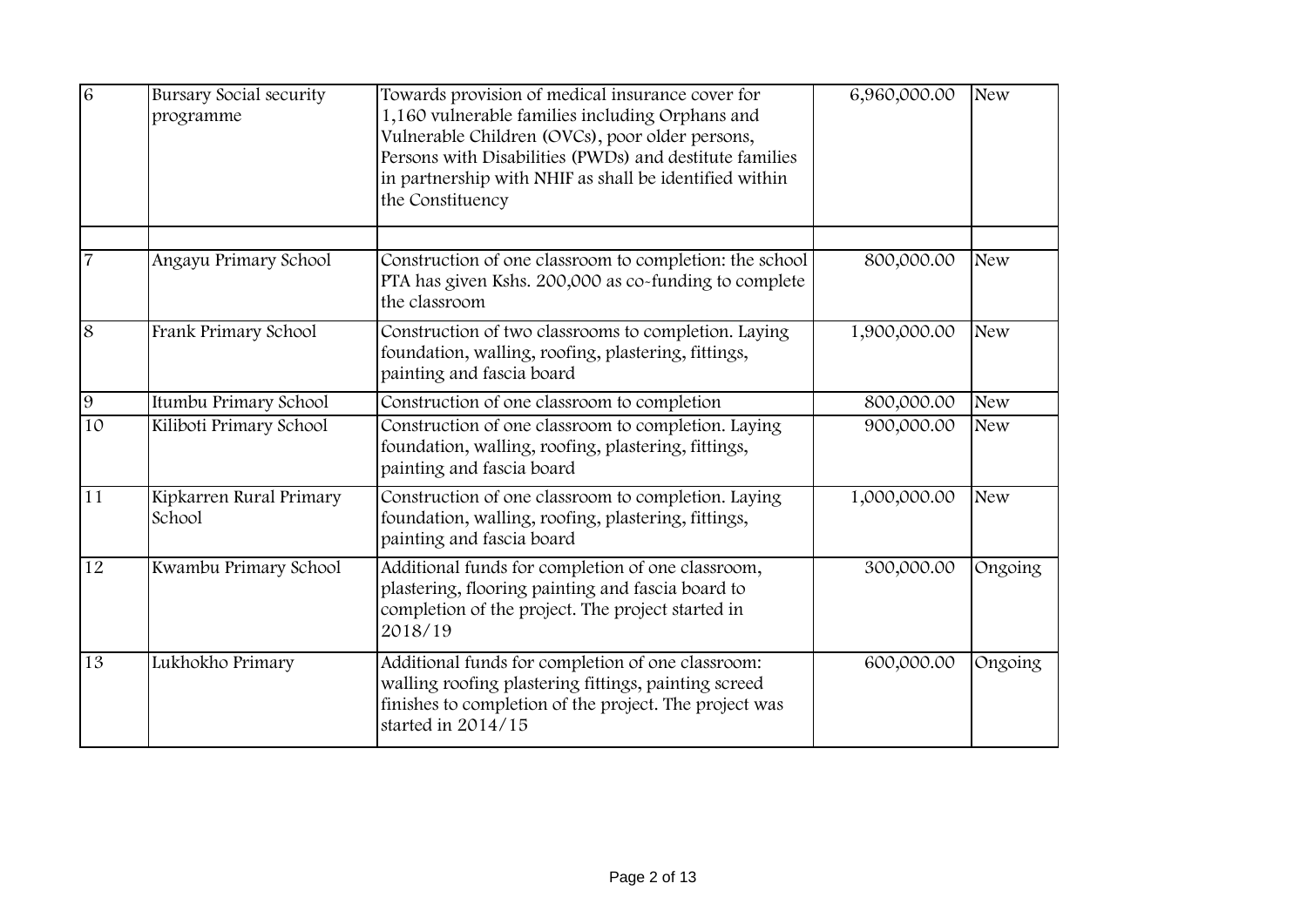| 6 | Bursary Social security programme | Towards provision of medical insurance cover for 1,160 vulnerable families including Orphans and Vulnerable Children (OVCs), poor older persons, Persons with Disabilities (PWDs) and destitute families in partnership with NHIF as shall be identified within the Constituency | 6,960,000.00 | New |
|---|---|---|---|---|
| | | | | |
| 7 | Angayu Primary School | Construction of one classroom to completion: the school PTA has given Kshs. 200,000 as co-funding to complete the classroom | 800,000.00 | New |
| 8 | Frank Primary School | Construction of two classrooms to completion. Laying foundation, walling, roofing, plastering, fittings, painting and fascia board | 1,900,000.00 | New |
| 9 | Itumbu Primary School | Construction of one classroom to completion | 800,000.00 | New |
| 10 | Kiliboti Primary School | Construction of one classroom to completion. Laying foundation, walling, roofing, plastering, fittings, painting and fascia board | 900,000.00 | New |
| 11 | Kipkarren Rural Primary School | Construction of one classroom to completion. Laying foundation, walling, roofing, plastering, fittings, painting and fascia board | 1,000,000.00 | New |
| 12 | Kwambu Primary School | Additional funds for completion of one classroom, plastering, flooring painting and fascia board to completion of the project. The project started in 2018/19 | 300,000.00 | Ongoing |
| 13 | Lukhokho Primary | Additional funds for completion of one classroom: walling roofing plastering fittings, painting screed finishes to completion of the project. The project was started in 2014/15 | 600,000.00 | Ongoing |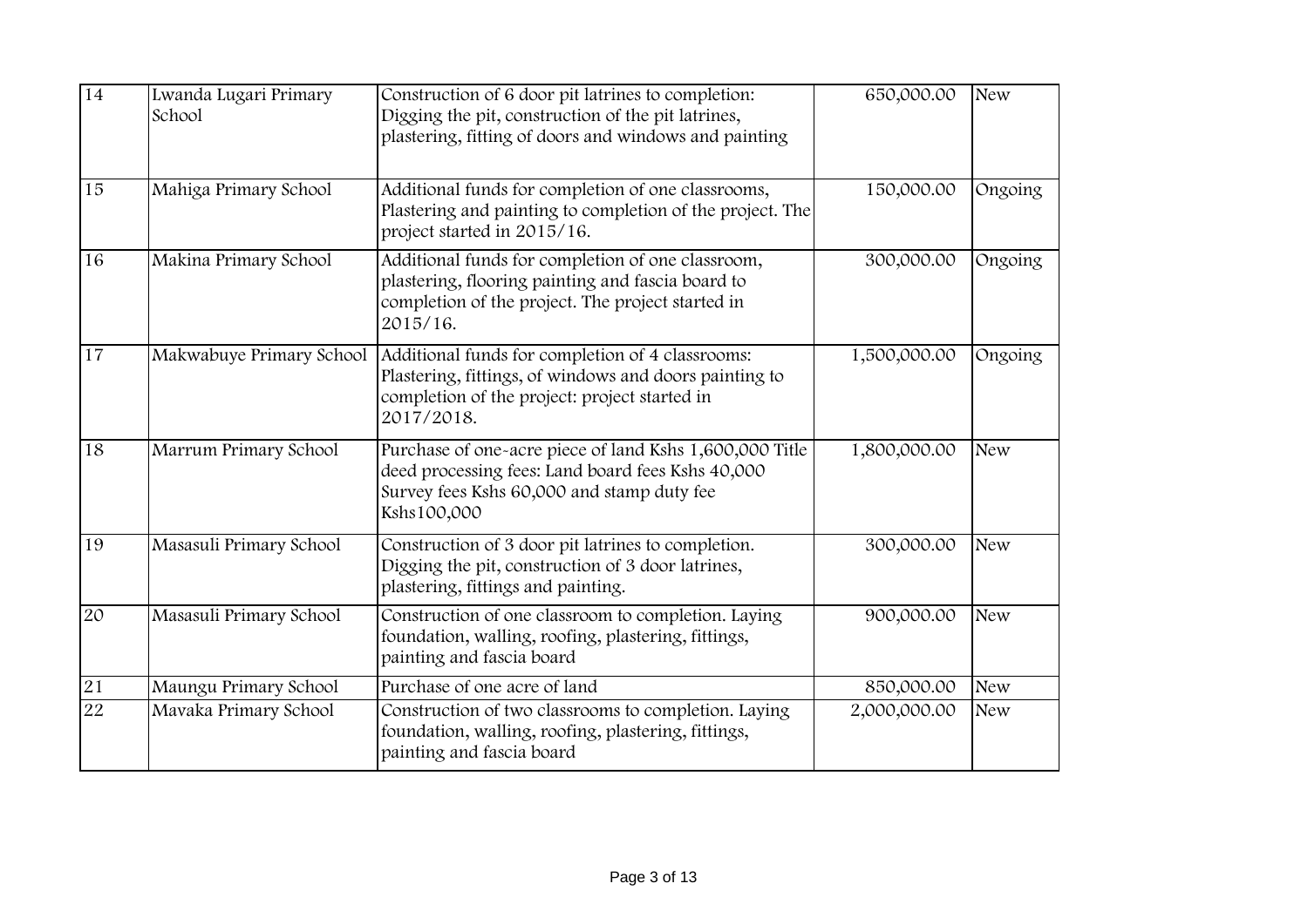| 14 | Lwanda Lugari Primary School | Construction of 6 door pit latrines to completion: Digging the pit, construction of the pit latrines, plastering, fitting of doors and windows and painting | 650,000.00 | New |
|---|---|---|---|---|
| 15 | Mahiga Primary School | Additional funds for completion of one classrooms, Plastering and painting to completion of the project. The project started in 2015/16. | 150,000.00 | Ongoing |
| 16 | Makina Primary School | Additional funds for completion of one classroom, plastering, flooring painting and fascia board to completion of the project. The project started in 2015/16. | 300,000.00 | Ongoing |
| 17 | Makwabuye Primary School | Additional funds for completion of 4 classrooms: Plastering, fittings, of windows and doors painting to completion of the project: project started in 2017/2018. | 1,500,000.00 | Ongoing |
| 18 | Marrum Primary School | Purchase of one-acre piece of land Kshs 1,600,000 Title deed processing fees: Land board fees Kshs 40,000 Survey fees Kshs 60,000 and stamp duty fee Kshs100,000 | 1,800,000.00 | New |
| 19 | Masasuli Primary School | Construction of 3 door pit latrines to completion. Digging the pit, construction of 3 door latrines, plastering, fittings and painting. | 300,000.00 | New |
| 20 | Masasuli Primary School | Construction of one classroom to completion. Laying foundation, walling, roofing, plastering, fittings, painting and fascia board | 900,000.00 | New |
| 21 | Maungu Primary School | Purchase of one acre of land | 850,000.00 | New |
| 22 | Mavaka Primary School | Construction of two classrooms to completion. Laying foundation, walling, roofing, plastering, fittings, painting and fascia board | 2,000,000.00 | New |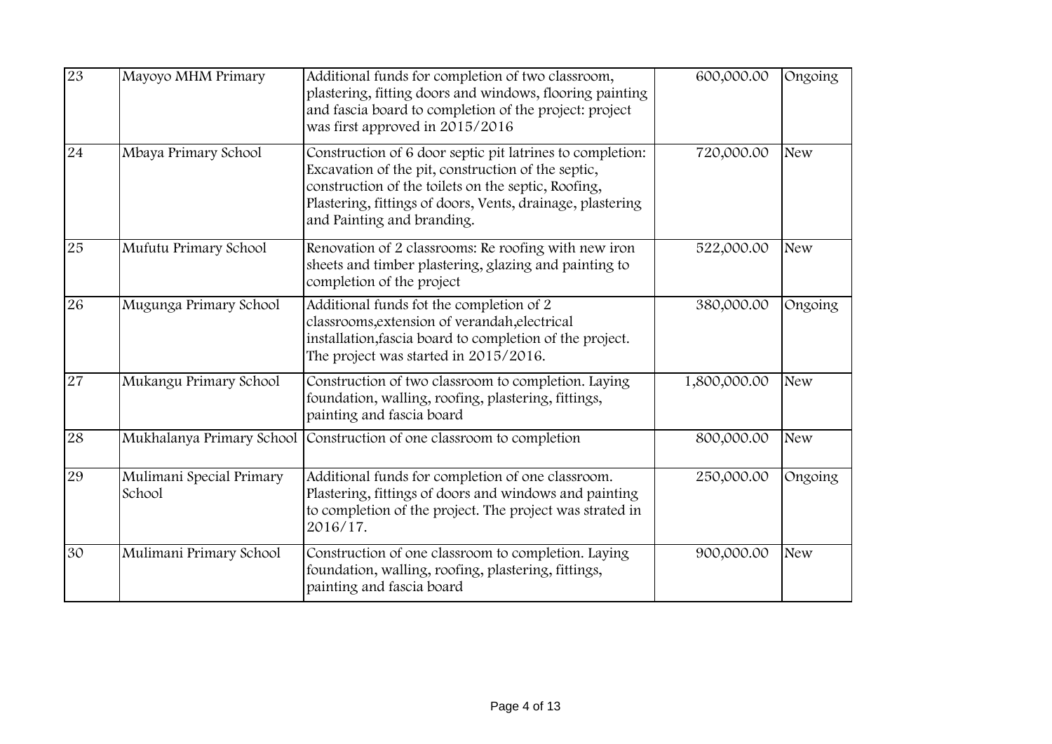| 23 | Mayoyo MHM Primary | Additional funds for completion of two classroom, plastering, fitting doors and windows, flooring painting and fascia board to completion of the project: project was first approved in 2015/2016 | 600,000.00 | Ongoing |
|---|---|---|---|---|
| 24 | Mbaya Primary School | Construction of 6 door septic pit latrines to completion: Excavation of the pit, construction of the septic, construction of the toilets on the septic, Roofing, Plastering, fittings of doors, Vents, drainage, plastering and Painting and branding. | 720,000.00 | New |
| 25 | Mufutu Primary School | Renovation of 2 classrooms: Re roofing with new iron sheets and timber plastering, glazing and painting to completion of the project | 522,000.00 | New |
| 26 | Mugunga Primary School | Additional funds fot the completion of 2 classrooms,extension of verandah,electrical installation,fascia board to completion of the project. The project was started in 2015/2016. | 380,000.00 | Ongoing |
| 27 | Mukangu Primary School | Construction of two classroom to completion. Laying foundation, walling, roofing, plastering, fittings, painting and fascia board | 1,800,000.00 | New |
| 28 | Mukhalanya Primary School | Construction of one classroom to completion | 800,000.00 | New |
| 29 | Mulimani Special Primary School | Additional funds for completion of one classroom. Plastering, fittings of doors and windows and painting to completion of the project. The project was strated in 2016/17. | 250,000.00 | Ongoing |
| 30 | Mulimani Primary School | Construction of one classroom to completion. Laying foundation, walling, roofing, plastering, fittings, painting and fascia board | 900,000.00 | New |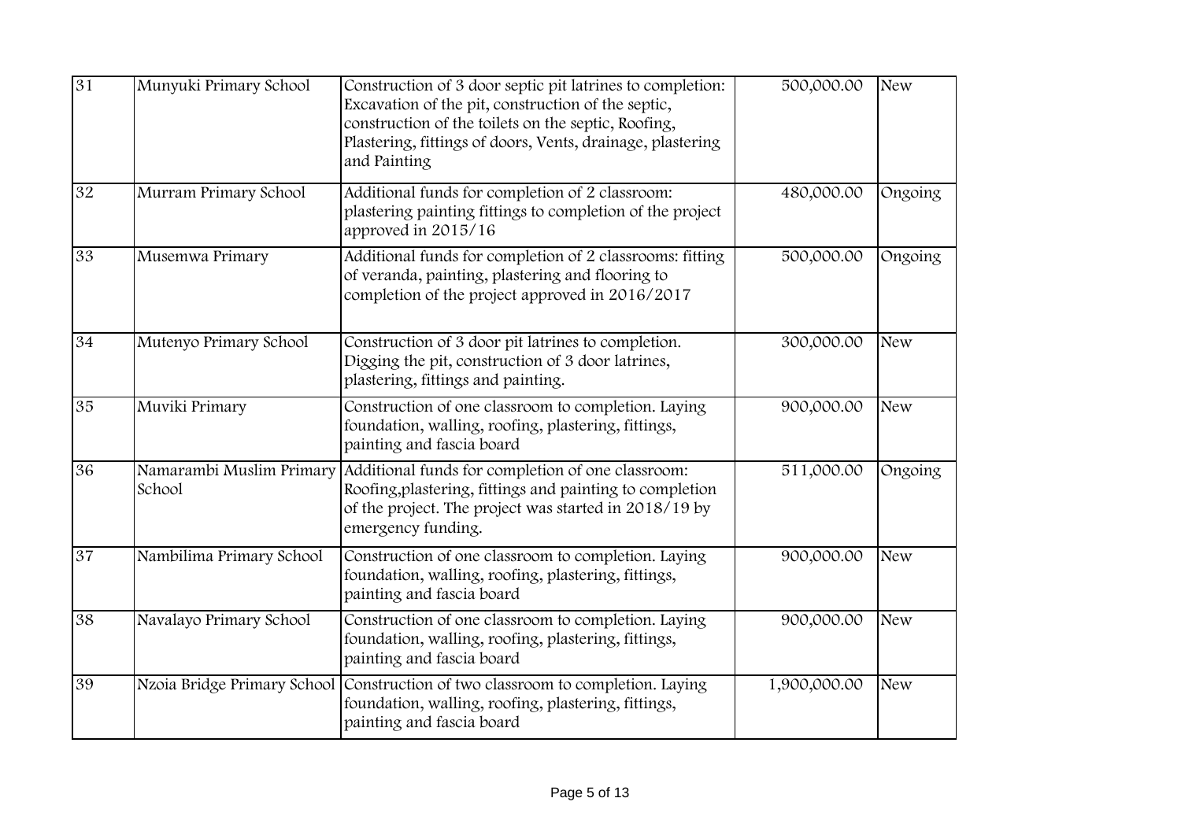| 31 | Munyuki Primary School | Construction of 3 door septic pit latrines to completion: Excavation of the pit, construction of the septic, construction of the toilets on the septic, Roofing, Plastering, fittings of doors, Vents, drainage, plastering and Painting | 500,000.00 | New |
|---|---|---|---|---|
| 32 | Murram Primary School | Additional funds for completion of 2 classroom: plastering painting fittings to completion of the project approved in 2015/16 | 480,000.00 | Ongoing |
| 33 | Musemwa Primary | Additional funds for completion of 2 classrooms: fitting of veranda, painting, plastering and flooring to completion of the project approved in 2016/2017 | 500,000.00 | Ongoing |
| 34 | Mutenyo Primary School | Construction of 3 door pit latrines to completion. Digging the pit, construction of 3 door latrines, plastering, fittings and painting. | 300,000.00 | New |
| 35 | Muviki Primary | Construction of one classroom to completion. Laying foundation, walling, roofing, plastering, fittings, painting and fascia board | 900,000.00 | New |
| 36 | Namarambi Muslim Primary School | Additional funds for completion of one classroom: Roofing,plastering, fittings and painting to completion of the project. The project was started in 2018/19 by emergency funding. | 511,000.00 | Ongoing |
| 37 | Nambilima Primary School | Construction of one classroom to completion. Laying foundation, walling, roofing, plastering, fittings, painting and fascia board | 900,000.00 | New |
| 38 | Navalayo Primary School | Construction of one classroom to completion. Laying foundation, walling, roofing, plastering, fittings, painting and fascia board | 900,000.00 | New |
| 39 | Nzoia Bridge Primary School | Construction of two classroom to completion. Laying foundation, walling, roofing, plastering, fittings, painting and fascia board | 1,900,000.00 | New |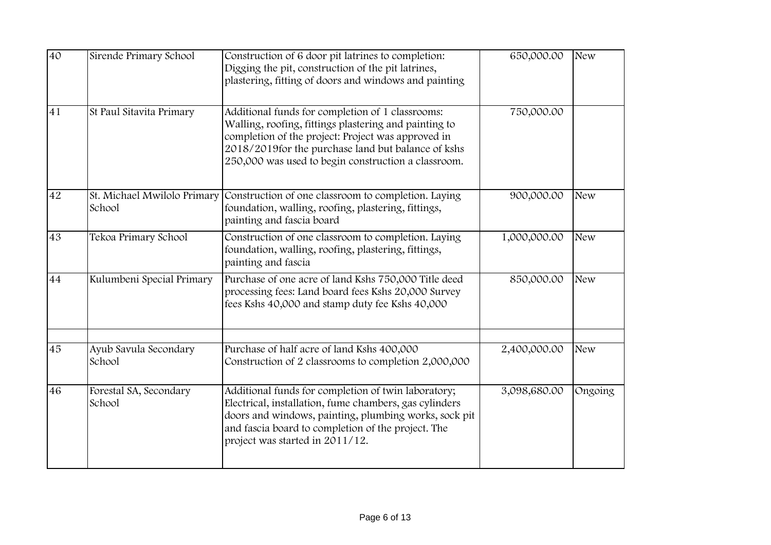| 40 | Sirende Primary School | Construction of 6 door pit latrines to completion: Digging the pit, construction of the pit latrines, plastering, fitting of doors and windows and painting | 650,000.00 | New |
|---|---|---|---|---|
| 41 | St Paul Sitavita Primary | Additional funds for completion of 1 classrooms: Walling, roofing, fittings plastering and painting to completion of the project: Project was approved in 2018/2019for the purchase land but balance of kshs 250,000 was used to begin construction a classroom. | 750,000.00 | |
| 42 | St. Michael Mwilolo Primary School | Construction of one classroom to completion. Laying foundation, walling, roofing, plastering, fittings, painting and fascia board | 900,000.00 | New |
| 43 | Tekoa Primary School | Construction of one classroom to completion. Laying foundation, walling, roofing, plastering, fittings, painting and fascia | 1,000,000.00 | New |
| 44 | Kulumbeni Special Primary | Purchase of one acre of land Kshs 750,000 Title deed processing fees: Land board fees Kshs 20,000 Survey fees Kshs 40,000 and stamp duty fee Kshs 40,000 | 850,000.00 | New |
| | | | | |
| 45 | Ayub Savula Secondary School | Purchase of half acre of land Kshs 400,000 Construction of 2 classrooms to completion 2,000,000 | 2,400,000.00 | New |
| 46 | Forestal SA, Secondary School | Additional funds for completion of twin laboratory; Electrical, installation, fume chambers, gas cylinders doors and windows, painting, plumbing works, sock pit and fascia board to completion of the project. The project was started in 2011/12. | 3,098,680.00 | Ongoing |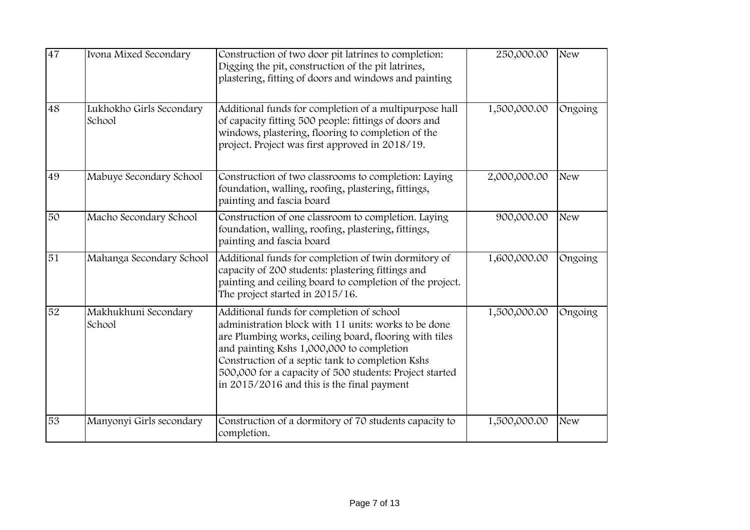| 47 | Ivona Mixed Secondary | Construction of two door pit latrines to completion: Digging the pit, construction of the pit latrines, plastering, fitting of doors and windows and painting | 250,000.00 | New |
|---|---|---|---|---|
| 48 | Lukhokho Girls Secondary School | Additional funds for completion of a multipurpose hall of capacity fitting 500 people: fittings of doors and windows, plastering, flooring to completion of the project. Project was first approved in 2018/19. | 1,500,000.00 | Ongoing |
| 49 | Mabuye Secondary School | Construction of two classrooms to completion: Laying foundation, walling, roofing, plastering, fittings, painting and fascia board | 2,000,000.00 | New |
| 50 | Macho Secondary School | Construction of one classroom to completion. Laying foundation, walling, roofing, plastering, fittings, painting and fascia board | 900,000.00 | New |
| 51 | Mahanga Secondary School | Additional funds for completion of twin dormitory of capacity of 200 students: plastering fittings and painting and ceiling board to completion of the project. The project started in 2015/16. | 1,600,000.00 | Ongoing |
| 52 | Makhukhuni Secondary School | Additional funds for completion of school administration block with 11 units: works to be done are Plumbing works, ceiling board, flooring with tiles and painting Kshs 1,000,000 to completion Construction of a septic tank to completion Kshs 500,000 for a capacity of 500 students: Project started in 2015/2016 and this is the final payment | 1,500,000.00 | Ongoing |
| 53 | Manyonyi Girls secondary | Construction of a dormitory of 70 students capacity to completion. | 1,500,000.00 | New |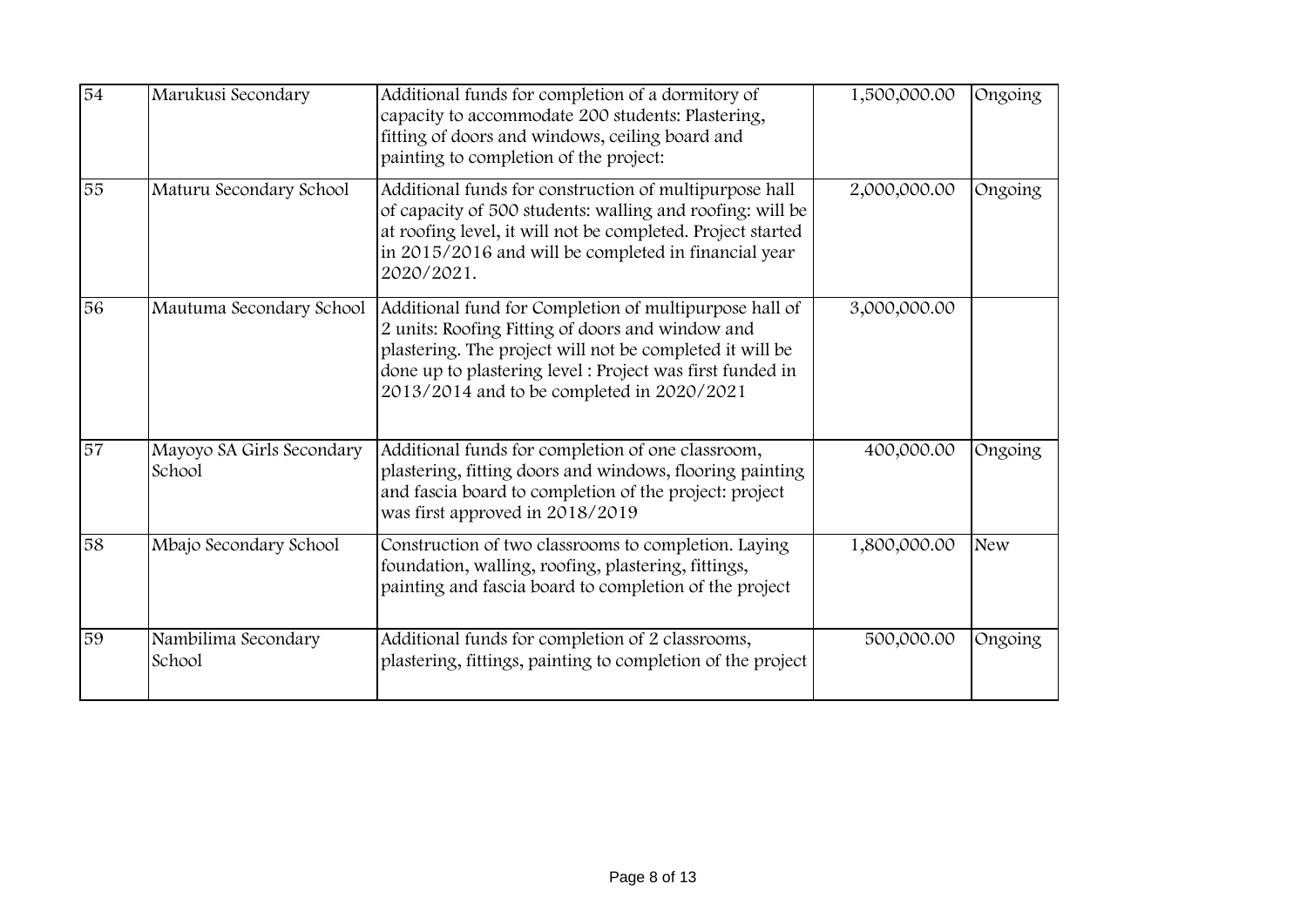| 54 | Marukusi Secondary | Additional funds for completion of a dormitory of capacity to accommodate 200 students: Plastering, fitting of doors and windows, ceiling board and painting to completion of the project: | 1,500,000.00 | Ongoing |
|---|---|---|---|---|
| 55 | Maturu Secondary School | Additional funds for construction of multipurpose hall of capacity of 500 students: walling and roofing: will be at roofing level, it will not be completed. Project started in 2015/2016 and will be completed in financial year 2020/2021. | 2,000,000.00 | Ongoing |
| 56 | Mautuma Secondary School | Additional fund for Completion of multipurpose hall of 2 units: Roofing Fitting of doors and window and plastering. The project will not be completed it will be done up to plastering level : Project was first funded in 2013/2014 and to be completed in 2020/2021 | 3,000,000.00 | |
| 57 | Mayoyo SA Girls Secondary School | Additional funds for completion of one classroom, plastering, fitting doors and windows, flooring painting and fascia board to completion of the project: project was first approved in 2018/2019 | 400,000.00 | Ongoing |
| 58 | Mbajo Secondary School | Construction of two classrooms to completion. Laying foundation, walling, roofing, plastering, fittings, painting and fascia board to completion of the project | 1,800,000.00 | New |
| 59 | Nambilima Secondary School | Additional funds for completion of 2 classrooms, plastering, fittings, painting to completion of the project | 500,000.00 | Ongoing |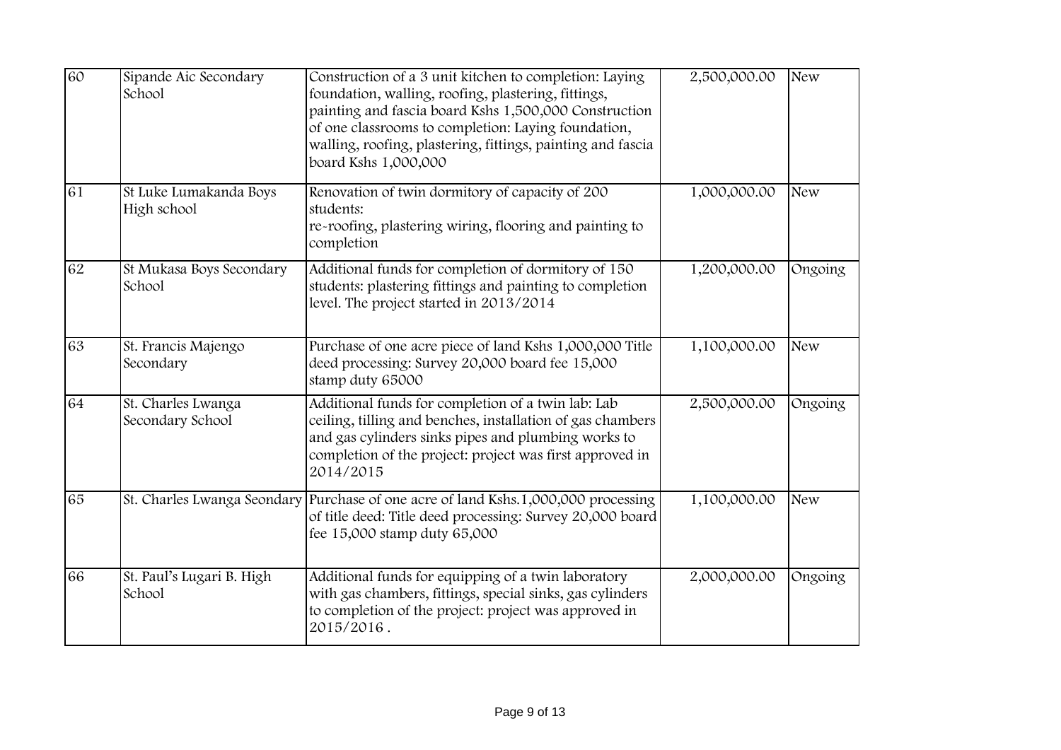| 60 | Sipande Aic Secondary School | Construction of a 3 unit kitchen to completion: Laying foundation, walling, roofing, plastering, fittings, painting and fascia board Kshs 1,500,000 Construction of one classrooms to completion: Laying foundation, walling, roofing, plastering, fittings, painting and fascia board Kshs 1,000,000 | 2,500,000.00 | New |
|---|---|---|---|---|
| 61 | St Luke Lumakanda Boys High school | Renovation of twin dormitory of capacity of 200 students: re-roofing, plastering wiring, flooring and painting to completion | 1,000,000.00 | New |
| 62 | St Mukasa Boys Secondary School | Additional funds for completion of dormitory of 150 students: plastering fittings and painting to completion level. The project started in 2013/2014 | 1,200,000.00 | Ongoing |
| 63 | St. Francis Majengo Secondary | Purchase of one acre piece of land Kshs 1,000,000 Title deed processing: Survey 20,000 board fee 15,000 stamp duty 65000 | 1,100,000.00 | New |
| 64 | St. Charles Lwanga Secondary School | Additional funds for completion of a twin lab: Lab ceiling, tilling and benches, installation of gas chambers and gas cylinders sinks pipes and plumbing works to completion of the project: project was first approved in 2014/2015 | 2,500,000.00 | Ongoing |
| 65 | St. Charles Lwanga Seondary | Purchase of one acre of land Kshs.1,000,000 processing of title deed: Title deed processing: Survey 20,000 board fee 15,000 stamp duty 65,000 | 1,100,000.00 | New |
| 66 | St. Paul's Lugari B. High School | Additional funds for equipping of a twin laboratory with gas chambers, fittings, special sinks, gas cylinders to completion of the project: project was approved in 2015/2016 . | 2,000,000.00 | Ongoing |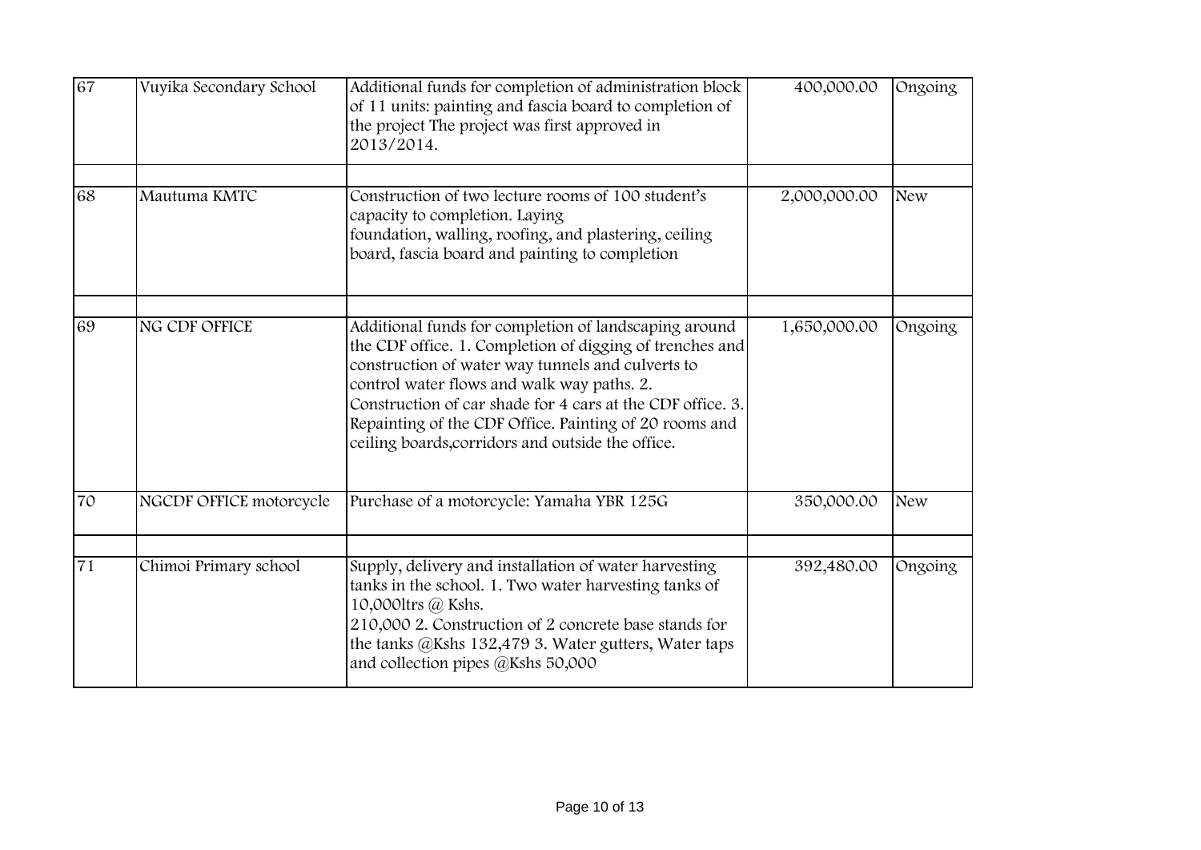| 67 | Vuyika Secondary School | Additional funds for completion of administration block of 11 units: painting and fascia board to completion of the project The project was first approved in 2013/2014. | 400,000.00 | Ongoing |
|---|---|---|---|---|
| | | | | |
| 68 | Mautuma KMTC | Construction of two lecture rooms of 100 student's capacity to completion. Laying foundation, walling, roofing, and plastering, ceiling board, fascia board and painting to completion | 2,000,000.00 | New |
| | | | | |
| 69 | NG CDF OFFICE | Additional funds for completion of landscaping around the CDF office. 1. Completion of digging of trenches and construction of water way tunnels and culverts to control water flows and walk way paths. 2. Construction of car shade for 4 cars at the CDF office. 3. Repainting of the CDF Office. Painting of 20 rooms and ceiling boards,corridors and outside the office. | 1,650,000.00 | Ongoing |
| 70 | NGCDF OFFICE motorcycle | Purchase of a motorcycle: Yamaha YBR 125G | 350,000.00 | New |
| | | | | |
| 71 | Chimoi Primary school | Supply, delivery and installation of water harvesting tanks in the school. 1. Two water harvesting tanks of 10,000ltrs @ Kshs. 210,000 2. Construction of 2 concrete base stands for the tanks @Kshs 132,479 3. Water gutters, Water taps and collection pipes @Kshs 50,000 | 392,480.00 | Ongoing |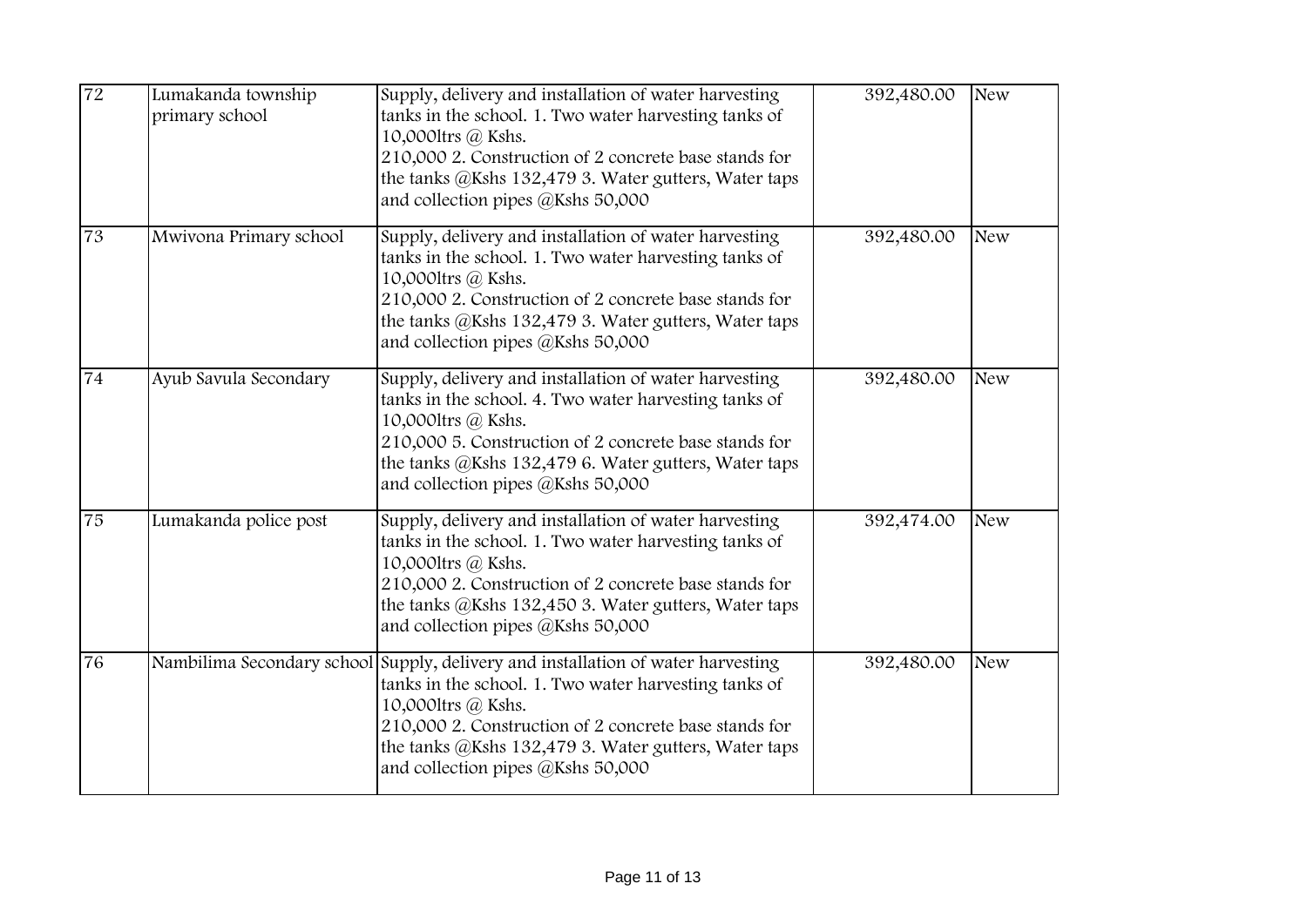| 72 | Lumakanda township primary school | Supply, delivery and installation of water harvesting tanks in the school. 1. Two water harvesting tanks of 10,000ltrs @ Kshs. 210,000 2. Construction of 2 concrete base stands for the tanks @Kshs 132,479 3. Water gutters, Water taps and collection pipes @Kshs 50,000 | 392,480.00 | New |
|---|---|---|---|---|
| 73 | Mwivona Primary school | Supply, delivery and installation of water harvesting tanks in the school. 1. Two water harvesting tanks of 10,000ltrs @ Kshs. 210,000 2. Construction of 2 concrete base stands for the tanks @Kshs 132,479 3. Water gutters, Water taps and collection pipes @Kshs 50,000 | 392,480.00 | New |
| 74 | Ayub Savula Secondary | Supply, delivery and installation of water harvesting tanks in the school. 4. Two water harvesting tanks of 10,000ltrs @ Kshs. 210,000 5. Construction of 2 concrete base stands for the tanks @Kshs 132,479 6. Water gutters, Water taps and collection pipes @Kshs 50,000 | 392,480.00 | New |
| 75 | Lumakanda police post | Supply, delivery and installation of water harvesting tanks in the school. 1. Two water harvesting tanks of 10,000ltrs @ Kshs. 210,000 2. Construction of 2 concrete base stands for the tanks @Kshs 132,450 3. Water gutters, Water taps and collection pipes @Kshs 50,000 | 392,474.00 | New |
| 76 | Nambilima Secondary school | Supply, delivery and installation of water harvesting tanks in the school. 1. Two water harvesting tanks of 10,000ltrs @ Kshs. 210,000 2. Construction of 2 concrete base stands for the tanks @Kshs 132,479 3. Water gutters, Water taps and collection pipes @Kshs 50,000 | 392,480.00 | New |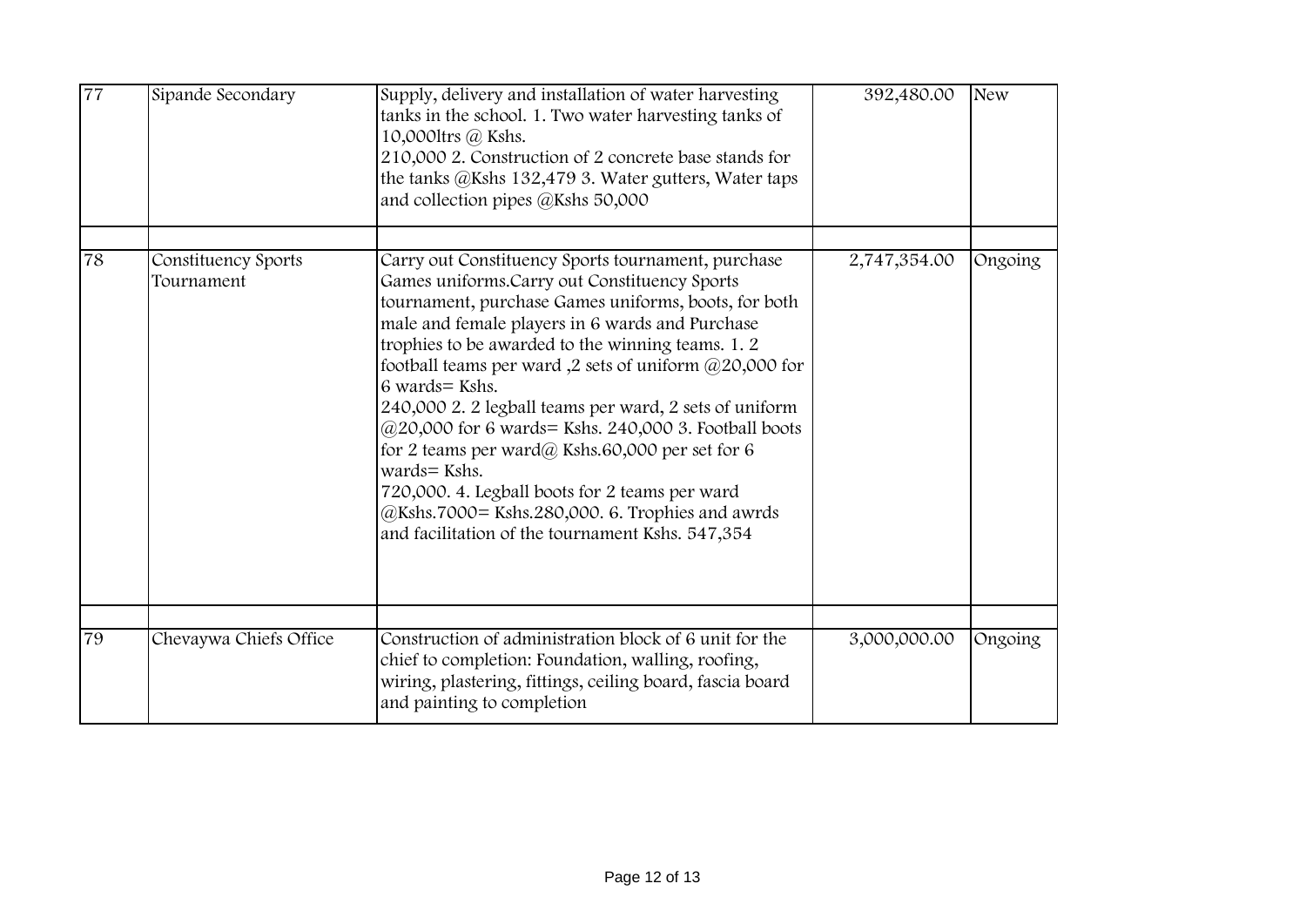| 77 | Sipande Secondary | Supply, delivery and installation of water harvesting tanks in the school. 1. Two water harvesting tanks of 10,000ltrs @ Kshs. 210,000 2. Construction of 2 concrete base stands for the tanks @Kshs 132,479 3. Water gutters, Water taps and collection pipes @Kshs 50,000 | 392,480.00 | New |
|---|---|---|---|---|
| | | | | |
| 78 | Constituency Sports Tournament | Carry out Constituency Sports tournament, purchase Games uniforms.Carry out Constituency Sports tournament, purchase Games uniforms, boots, for both male and female players in 6 wards and Purchase trophies to be awarded to the winning teams. 1. 2 football teams per ward ,2 sets of uniform @20,000 for 6 wards= Kshs. 240,000 2. 2 legball teams per ward, 2 sets of uniform @20,000 for 6 wards= Kshs. 240,000 3. Football boots for 2 teams per ward@ Kshs.60,000 per set for 6 wards= Kshs. 720,000. 4. Legball boots for 2 teams per ward @Kshs.7000= Kshs.280,000. 6. Trophies and awrds and facilitation of the tournament Kshs. 547,354 | 2,747,354.00 | Ongoing |
| | | | | |
| 79 | Chevaywa Chiefs Office | Construction of administration block of 6 unit for the chief to completion: Foundation, walling, roofing, wiring, plastering, fittings, ceiling board, fascia board and painting to completion | 3,000,000.00 | Ongoing |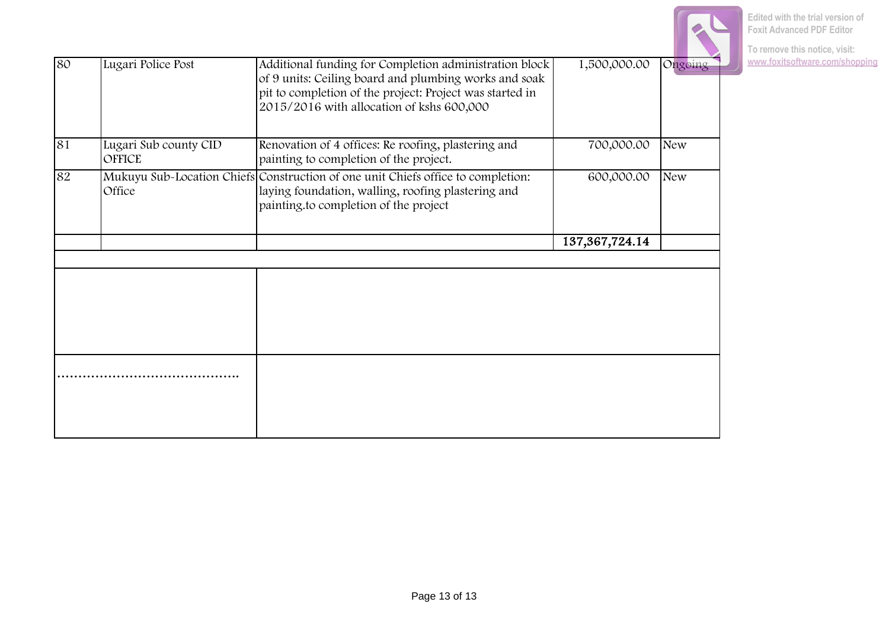| | | | | |
|---|---|---|---|---|
| 80 | Lugari Police Post | Additional funding for Completion administration block of 9 units: Ceiling board and plumbing works and soak pit to completion of the project: Project was started in 2015/2016 with allocation of kshs 600,000 | 1,500,000.00 | Ongoing |
| 81 | Lugari Sub county CID OFFICE | Renovation of 4 offices: Re roofing, plastering and painting to completion of the project. | 700,000.00 | New |
| 82 | Mukuyu Sub-Location Chiefs Office | Construction of one unit Chiefs office to completion: laying foundation, walling, roofing plastering and painting.to completion of the project | 600,000.00 | New |
| | | | **137,367,724.14** | |

| | |
|---|---|
| | |
| ……………………………………… | |